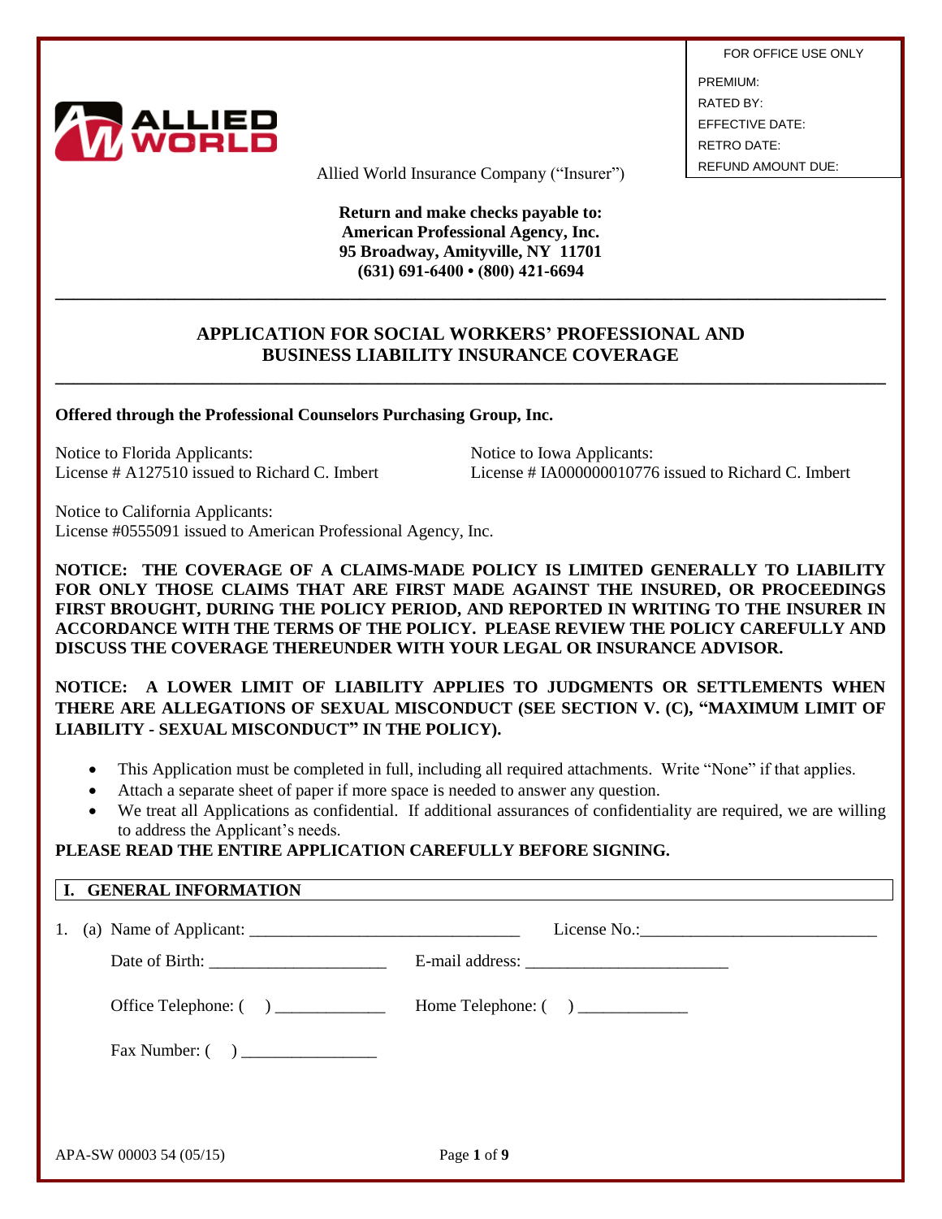FOR OFFICE USE ONLY

PREMIUM:
RATED BY:
EFFECTIVE DATE:
RETRO DATE:
REFUND AMOUNT DUE:

ALLIED WORLD

Allied World Insurance Company ("Insurer")

**Return and make checks payable to:**
**American Professional Agency, Inc.**
**95 Broadway, Amityville, NY 11701**
**(631) 691-6400 • (800) 421-6694**

---

## APPLICATION FOR SOCIAL WORKERS' PROFESSIONAL AND BUSINESS LIABILITY INSURANCE COVERAGE

---

**Offered through the Professional Counselors Purchasing Group, Inc.**

Notice to Florida Applicants:
License # A127510 issued to Richard C. Imbert

Notice to Iowa Applicants:
License # IA000000010776 issued to Richard C. Imbert

Notice to California Applicants:
License #0555091 issued to American Professional Agency, Inc.

**NOTICE: THE COVERAGE OF A CLAIMS-MADE POLICY IS LIMITED GENERALLY TO LIABILITY FOR ONLY THOSE CLAIMS THAT ARE FIRST MADE AGAINST THE INSURED, OR PROCEEDINGS FIRST BROUGHT, DURING THE POLICY PERIOD, AND REPORTED IN WRITING TO THE INSURER IN ACCORDANCE WITH THE TERMS OF THE POLICY. PLEASE REVIEW THE POLICY CAREFULLY AND DISCUSS THE COVERAGE THEREUNDER WITH YOUR LEGAL OR INSURANCE ADVISOR.**

**NOTICE: A LOWER LIMIT OF LIABILITY APPLIES TO JUDGMENTS OR SETTLEMENTS WHEN THERE ARE ALLEGATIONS OF SEXUAL MISCONDUCT (SEE SECTION V. (C), "MAXIMUM LIMIT OF LIABILITY - SEXUAL MISCONDUCT" IN THE POLICY).**

- This Application must be completed in full, including all required attachments. Write "None" if that applies.
- Attach a separate sheet of paper if more space is needed to answer any question.
- We treat all Applications as confidential. If additional assurances of confidentiality are required, we are willing to address the Applicant's needs.

**PLEASE READ THE ENTIRE APPLICATION CAREFULLY BEFORE SIGNING.**

## I. GENERAL INFORMATION

1. (a) Name of Applicant: ________________________________ License No.:____________________________

   Date of Birth: _____________________ E-mail address: ________________________

   Office Telephone: ( ) _____________ Home Telephone: ( ) _____________

   Fax Number: ( ) ________________

APA-SW 00003 54 (05/15)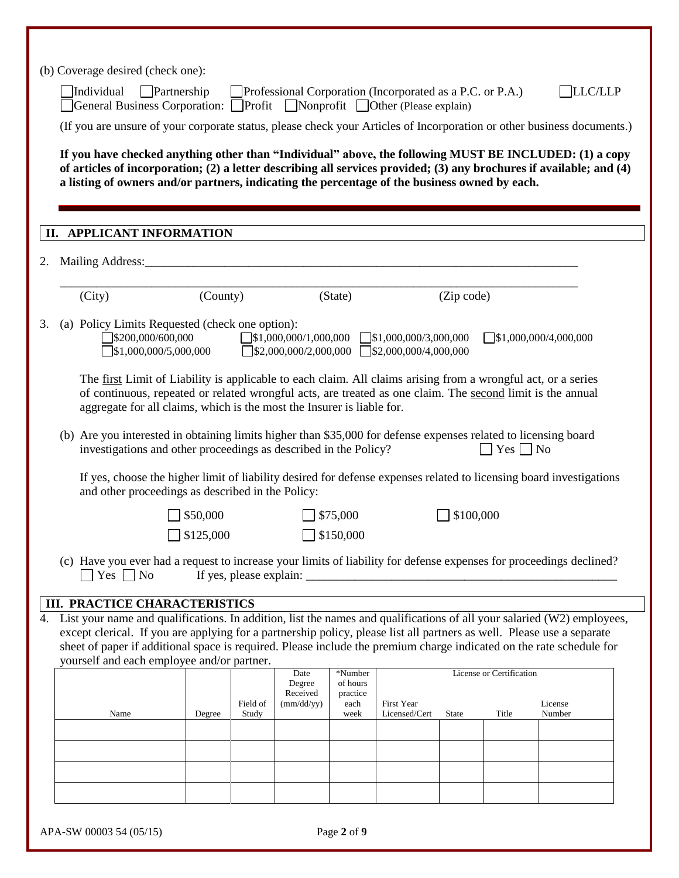(b) Coverage desired (check one):

☐ Individual ☐ Partnership ☐ Professional Corporation (Incorporated as a P.C. or P.A.) ☐ LLC/LLP
☐ General Business Corporation: ☐ Profit ☐ Nonprofit ☐ Other (Please explain)

(If you are unsure of your corporate status, please check your Articles of Incorporation or other business documents.)

**If you have checked anything other than "Individual" above, the following MUST BE INCLUDED: (1) a copy of articles of incorporation; (2) a letter describing all services provided; (3) any brochures if available; and (4) a listing of owners and/or partners, indicating the percentage of the business owned by each.**

## II. APPLICANT INFORMATION

2. Mailing Address:_______________________________________________________________________

_______________________________________________________________________________
(City) (County) (State) (Zip code)

3. (a) Policy Limits Requested (check one option):

☐ $200,000/600,000 ☐ $1,000,000/1,000,000 ☐ $1,000,000/3,000,000 ☐ $1,000,000/4,000,000
☐ $1,000,000/5,000,000 ☐ $2,000,000/2,000,000 ☐ $2,000,000/4,000,000

The first Limit of Liability is applicable to each claim. All claims arising from a wrongful act, or a series of continuous, repeated or related wrongful acts, are treated as one claim. The second limit is the annual aggregate for all claims, which is the most the Insurer is liable for.

(b) Are you interested in obtaining limits higher than $35,000 for defense expenses related to licensing board investigations and other proceedings as described in the Policy? ☐ Yes ☐ No

If yes, choose the higher limit of liability desired for defense expenses related to licensing board investigations and other proceedings as described in the Policy:

☐ $50,000 ☐ $75,000 ☐ $100,000
☐ $125,000 ☐ $150,000

(c) Have you ever had a request to increase your limits of liability for defense expenses for proceedings declined?
☐ Yes ☐ No If yes, please explain: ___________________________________________________

## III. PRACTICE CHARACTERISTICS

4. List your name and qualifications. In addition, list the names and qualifications of all your salaried (W2) employees, except clerical. If you are applying for a partnership policy, please list all partners as well. Please use a separate sheet of paper if additional space is required. Please include the premium charge indicated on the rate schedule for yourself and each employee and/or partner.

| Name | Degree | Field of Study | Date Degree Received (mm/dd/yy) | *Number of hours practice each week | License or Certification | | | |
|---|---|---|---|---|---|---|---|---|
| | | | | | First Year Licensed/Cert | State | Title | License Number |
| | | | | | | | | |
| | | | | | | | | |
| | | | | | | | | |
| | | | | | | | | |

APA-SW 00003 54 (05/15)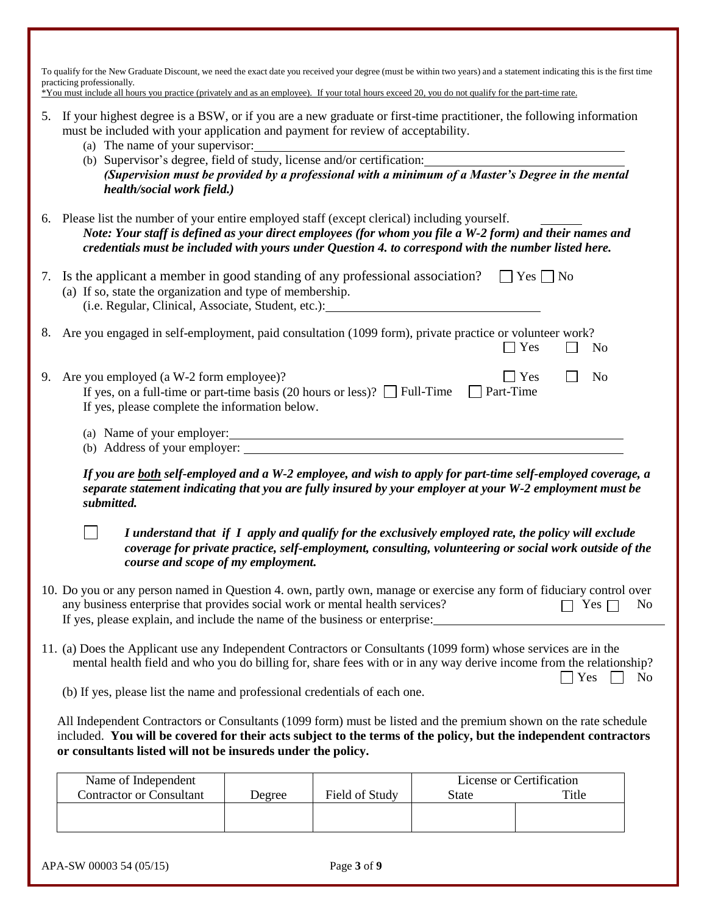To qualify for the New Graduate Discount, we need the exact date you received your degree (must be within two years) and a statement indicating this is the first time practicing professionally.

*You must include all hours you practice (privately and as an employee). If your total hours exceed 20, you do not qualify for the part-time rate.

5. If your highest degree is a BSW, or if you are a new graduate or first-time practitioner, the following information must be included with your application and payment for review of acceptability.
   - (a) The name of your supervisor: \_\_\_\_\_\_\_\_\_\_\_\_\_\_\_\_\_\_\_\_\_\_\_\_\_\_\_\_\_\_\_\_\_\_\_\_\_\_\_\_
   - (b) Supervisor's degree, field of study, license and/or certification: \_\_\_\_\_\_\_\_\_\_\_\_\_\_\_\_\_\_\_\_\_\_\_\_
   
   ***(Supervision must be provided by a professional with a minimum of a Master's Degree in the mental health/social work field.)***

6. Please list the number of your entire employed staff (except clerical) including yourself. \_\_\_\_\_\_
   
   ***Note: Your staff is defined as your direct employees (for whom you file a W-2 form) and their names and credentials must be included with yours under Question 4. to correspond with the number listed here.***

7. Is the applicant a member in good standing of any professional association? ☐ Yes ☐ No
   - (a) If so, state the organization and type of membership. (i.e. Regular, Clinical, Associate, Student, etc.): \_\_\_\_\_\_\_\_\_\_\_\_\_\_\_\_\_\_\_\_\_\_\_\_\_\_\_\_

8. Are you engaged in self-employment, paid consultation (1099 form), private practice or volunteer work? ☐ Yes ☐ No

9. Are you employed (a W-2 form employee)? ☐ Yes ☐ No
   
   If yes, on a full-time or part-time basis (20 hours or less)? ☐ Full-Time ☐ Part-Time
   
   If yes, please complete the information below.
   - (a) Name of your employer: \_\_\_\_\_\_\_\_\_\_\_\_\_\_\_\_\_\_\_\_\_\_\_\_\_\_\_\_\_\_\_\_\_\_\_\_\_\_\_\_\_\_\_\_\_\_\_\_
   - (b) Address of your employer: \_\_\_\_\_\_\_\_\_\_\_\_\_\_\_\_\_\_\_\_\_\_\_\_\_\_\_\_\_\_\_\_\_\_\_\_\_\_\_\_\_\_\_\_\_\_
   
   ***If you are <u>both</u> self-employed and a W-2 employee, and wish to apply for part-time self-employed coverage, a separate statement indicating that you are fully insured by your employer at your W-2 employment must be submitted.***
   
   ☐ ***I understand that if I apply and qualify for the exclusively employed rate, the policy will exclude coverage for private practice, self-employment, consulting, volunteering or social work outside of the course and scope of my employment.***

10. Do you or any person named in Question 4. own, partly own, manage or exercise any form of fiduciary control over any business enterprise that provides social work or mental health services? ☐ Yes ☐ No
    
    If yes, please explain, and include the name of the business or enterprise: \_\_\_\_\_\_\_\_\_\_\_\_\_\_\_\_\_\_\_\_\_\_\_\_\_\_\_\_

11. (a) Does the Applicant use any Independent Contractors or Consultants (1099 form) whose services are in the mental health field and who you do billing for, share fees with or in any way derive income from the relationship? ☐ Yes ☐ No
    
    (b) If yes, please list the name and professional credentials of each one.
    
    All Independent Contractors or Consultants (1099 form) must be listed and the premium shown on the rate schedule included. **You will be covered for their acts subject to the terms of the policy, but the independent contractors or consultants listed will not be insureds under the policy.**

| Name of Independent Contractor or Consultant | Degree | Field of Study | License or Certification | |
|---|---|---|---|---|
| | | | State | Title |
| | | | | |

APA-SW 00003 54 (05/15)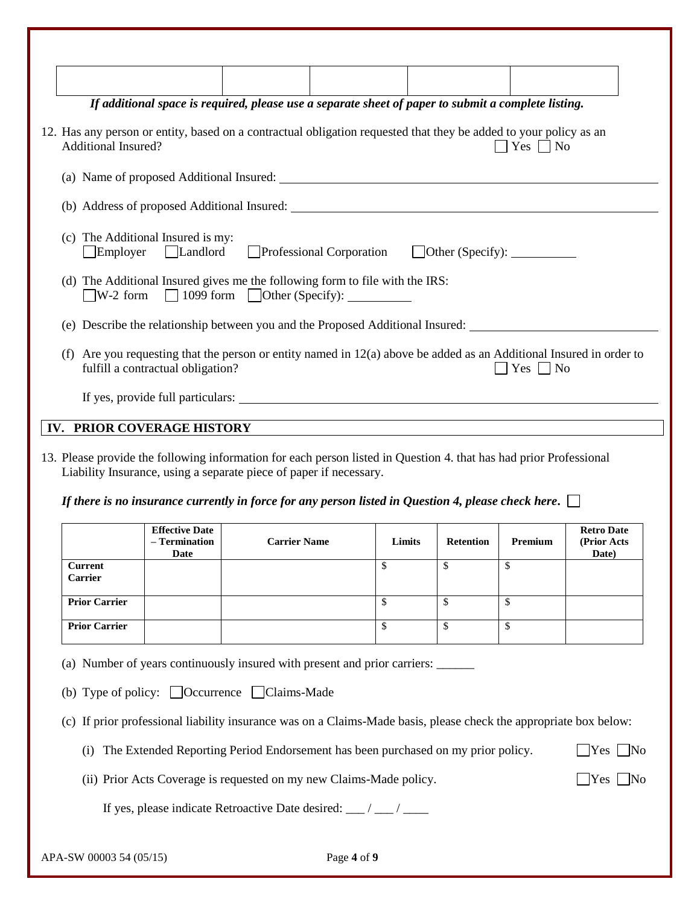| | | | | |
|---|---|---|---|---|
| | | | | |

*If additional space is required, please use a separate sheet of paper to submit a complete listing.*

12. Has any person or entity, based on a contractual obligation requested that they be added to your policy as an Additional Insured? ☐ Yes ☐ No

    (a) Name of proposed Additional Insured: \_\_\_\_\_\_\_\_\_\_\_\_\_\_\_\_\_\_\_\_

    (b) Address of proposed Additional Insured: \_\_\_\_\_\_\_\_\_\_\_\_\_\_\_\_\_\_\_\_

    (c) The Additional Insured is my:
    ☐ Employer ☐ Landlord ☐ Professional Corporation ☐ Other (Specify): \_\_\_\_\_\_\_\_\_\_

    (d) The Additional Insured gives me the following form to file with the IRS:
    ☐ W-2 form ☐ 1099 form ☐ Other (Specify): \_\_\_\_\_\_\_\_\_\_

    (e) Describe the relationship between you and the Proposed Additional Insured: \_\_\_\_\_\_\_\_\_\_\_\_\_\_\_\_\_\_\_\_

    (f) Are you requesting that the person or entity named in 12(a) above be added as an Additional Insured in order to fulfill a contractual obligation? ☐ Yes ☐ No

    If yes, provide full particulars: \_\_\_\_\_\_\_\_\_\_\_\_\_\_\_\_\_\_\_\_

## IV. PRIOR COVERAGE HISTORY

13. Please provide the following information for each person listed in Question 4. that has had prior Professional Liability Insurance, using a separate piece of paper if necessary.

    ***If there is no insurance currently in force for any person listed in Question 4, please check here.*** ☐

| | Effective Date – Termination Date | Carrier Name | Limits | Retention | Premium | Retro Date (Prior Acts Date) |
|---|---|---|---|---|---|---|
| **Current Carrier** | | | $ | $ | $ | |
| **Prior Carrier** | | | $ | $ | $ | |
| **Prior Carrier** | | | $ | $ | $ | |

(a) Number of years continuously insured with present and prior carriers: \_\_\_\_\_\_

(b) Type of policy: ☐ Occurrence ☐ Claims-Made

(c) If prior professional liability insurance was on a Claims-Made basis, please check the appropriate box below:

   (i) The Extended Reporting Period Endorsement has been purchased on my prior policy. ☐ Yes ☐ No

   (ii) Prior Acts Coverage is requested on my new Claims-Made policy. ☐ Yes ☐ No

   If yes, please indicate Retroactive Date desired: \_\_\_ / \_\_\_ / \_\_\_\_

APA-SW 00003 54 (05/15)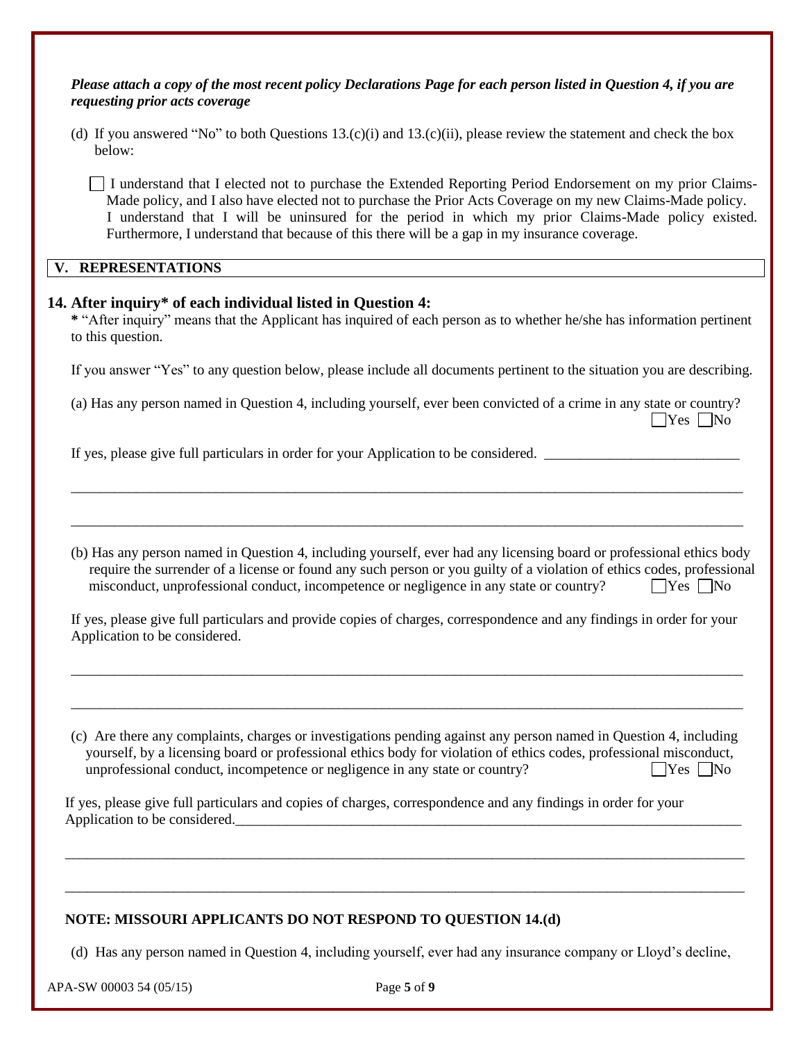***Please attach a copy of the most recent policy Declarations Page for each person listed in Question 4, if you are requesting prior acts coverage***

(d) If you answered "No" to both Questions 13.(c)(i) and 13.(c)(ii), please review the statement and check the box below:

☐ I understand that I elected not to purchase the Extended Reporting Period Endorsement on my prior Claims-Made policy, and I also have elected not to purchase the Prior Acts Coverage on my new Claims-Made policy. I understand that I will be uninsured for the period in which my prior Claims-Made policy existed. Furthermore, I understand that because of this there will be a gap in my insurance coverage.

## V. REPRESENTATIONS

### 14. After inquiry* of each individual listed in Question 4:

**\*** "After inquiry" means that the Applicant has inquired of each person as to whether he/she has information pertinent to this question.

If you answer "Yes" to any question below, please include all documents pertinent to the situation you are describing.

(a) Has any person named in Question 4, including yourself, ever been convicted of a crime in any state or country? ☐Yes ☐No

If yes, please give full particulars in order for your Application to be considered. ___________________________

_______________________________________________________________________________________________

_______________________________________________________________________________________________

(b) Has any person named in Question 4, including yourself, ever had any licensing board or professional ethics body require the surrender of a license or found any such person or you guilty of a violation of ethics codes, professional misconduct, unprofessional conduct, incompetence or negligence in any state or country? ☐Yes ☐No

If yes, please give full particulars and provide copies of charges, correspondence and any findings in order for your Application to be considered.

_______________________________________________________________________________________________

_______________________________________________________________________________________________

(c) Are there any complaints, charges or investigations pending against any person named in Question 4, including yourself, by a licensing board or professional ethics body for violation of ethics codes, professional misconduct, unprofessional conduct, incompetence or negligence in any state or country? ☐Yes ☐No

If yes, please give full particulars and copies of charges, correspondence and any findings in order for your Application to be considered.___________________________________________________________________________

_______________________________________________________________________________________________

_______________________________________________________________________________________________

**NOTE: MISSOURI APPLICANTS DO NOT RESPOND TO QUESTION 14.(d)**

(d) Has any person named in Question 4, including yourself, ever had any insurance company or Lloyd's decline,

APA-SW 00003 54 (05/15)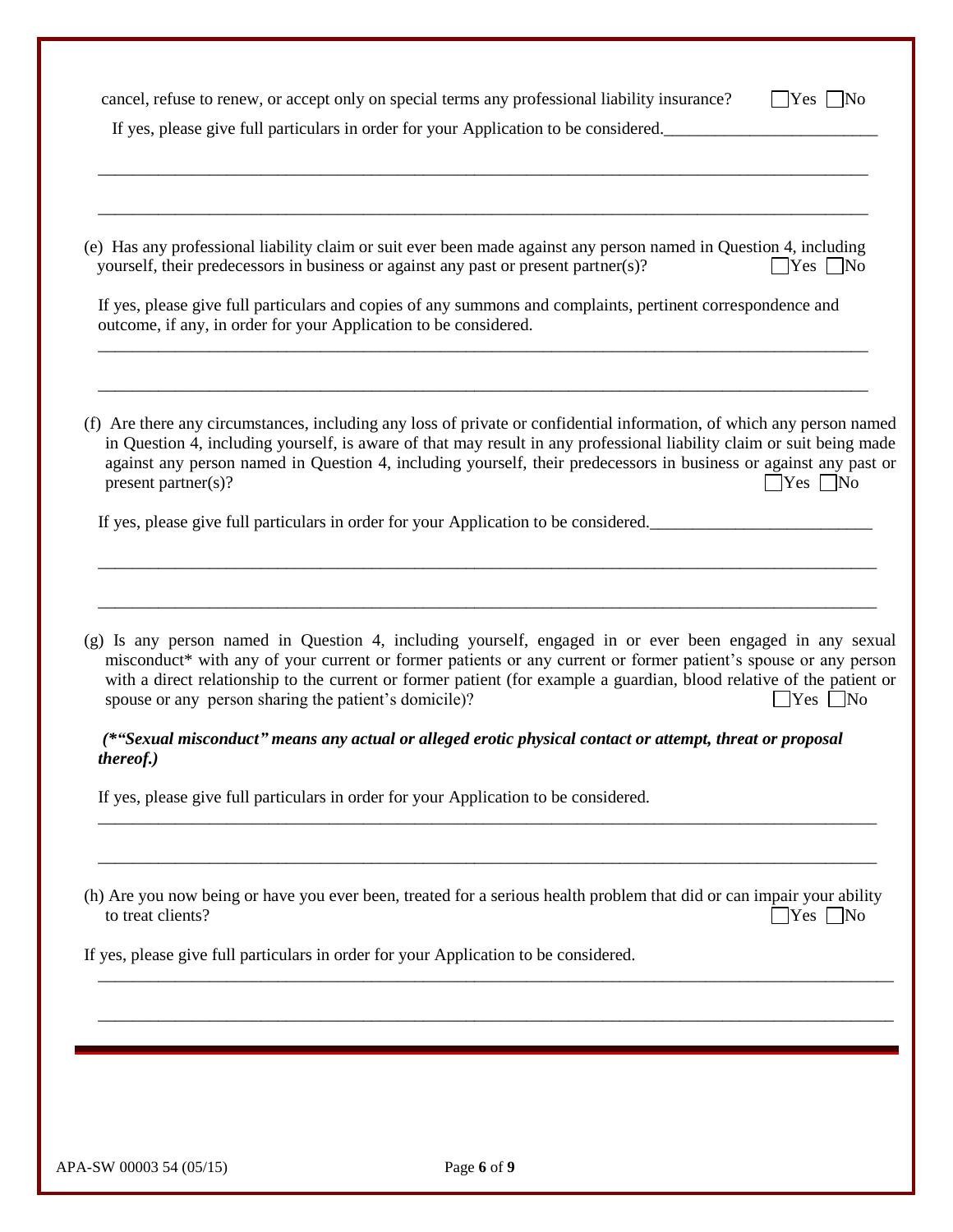cancel, refuse to renew, or accept only on special terms any professional liability insurance? ☐Yes ☐No

If yes, please give full particulars in order for your Application to be considered.\_\_\_\_\_\_\_\_\_\_\_\_\_\_\_\_\_\_\_\_\_\_\_\_\_

\_\_\_\_\_\_\_\_\_\_\_\_\_\_\_\_\_\_\_\_\_\_\_\_\_\_\_\_\_\_\_\_\_\_\_\_\_\_\_\_\_\_\_\_\_\_\_\_\_\_\_\_\_\_\_\_\_\_\_\_\_\_\_\_\_\_\_\_\_\_\_\_\_\_\_\_\_\_\_\_\_\_\_\_\_\_\_\_\_\_

\_\_\_\_\_\_\_\_\_\_\_\_\_\_\_\_\_\_\_\_\_\_\_\_\_\_\_\_\_\_\_\_\_\_\_\_\_\_\_\_\_\_\_\_\_\_\_\_\_\_\_\_\_\_\_\_\_\_\_\_\_\_\_\_\_\_\_\_\_\_\_\_\_\_\_\_\_\_\_\_\_\_\_\_\_\_\_\_\_\_

(e) Has any professional liability claim or suit ever been made against any person named in Question 4, including yourself, their predecessors in business or against any past or present partner(s)? ☐Yes ☐No

If yes, please give full particulars and copies of any summons and complaints, pertinent correspondence and outcome, if any, in order for your Application to be considered.

\_\_\_\_\_\_\_\_\_\_\_\_\_\_\_\_\_\_\_\_\_\_\_\_\_\_\_\_\_\_\_\_\_\_\_\_\_\_\_\_\_\_\_\_\_\_\_\_\_\_\_\_\_\_\_\_\_\_\_\_\_\_\_\_\_\_\_\_\_\_\_\_\_\_\_\_\_\_\_\_\_\_\_\_\_\_\_\_\_\_

\_\_\_\_\_\_\_\_\_\_\_\_\_\_\_\_\_\_\_\_\_\_\_\_\_\_\_\_\_\_\_\_\_\_\_\_\_\_\_\_\_\_\_\_\_\_\_\_\_\_\_\_\_\_\_\_\_\_\_\_\_\_\_\_\_\_\_\_\_\_\_\_\_\_\_\_\_\_\_\_\_\_\_\_\_\_\_\_\_\_

(f) Are there any circumstances, including any loss of private or confidential information, of which any person named in Question 4, including yourself, is aware of that may result in any professional liability claim or suit being made against any person named in Question 4, including yourself, their predecessors in business or against any past or present partner(s)? ☐Yes ☐No

If yes, please give full particulars in order for your Application to be considered.\_\_\_\_\_\_\_\_\_\_\_\_\_\_\_\_\_\_\_\_\_\_\_\_\_\_

\_\_\_\_\_\_\_\_\_\_\_\_\_\_\_\_\_\_\_\_\_\_\_\_\_\_\_\_\_\_\_\_\_\_\_\_\_\_\_\_\_\_\_\_\_\_\_\_\_\_\_\_\_\_\_\_\_\_\_\_\_\_\_\_\_\_\_\_\_\_\_\_\_\_\_\_\_\_\_\_\_\_\_\_\_\_\_\_\_\_

\_\_\_\_\_\_\_\_\_\_\_\_\_\_\_\_\_\_\_\_\_\_\_\_\_\_\_\_\_\_\_\_\_\_\_\_\_\_\_\_\_\_\_\_\_\_\_\_\_\_\_\_\_\_\_\_\_\_\_\_\_\_\_\_\_\_\_\_\_\_\_\_\_\_\_\_\_\_\_\_\_\_\_\_\_\_\_\_\_\_

(g) Is any person named in Question 4, including yourself, engaged in or ever been engaged in any sexual misconduct* with any of your current or former patients or any current or former patient's spouse or any person with a direct relationship to the current or former patient (for example a guardian, blood relative of the patient or spouse or any person sharing the patient's domicile)? ☐Yes ☐No

***(\*"Sexual misconduct" means any actual or alleged erotic physical contact or attempt, threat or proposal thereof.)***

If yes, please give full particulars in order for your Application to be considered.

\_\_\_\_\_\_\_\_\_\_\_\_\_\_\_\_\_\_\_\_\_\_\_\_\_\_\_\_\_\_\_\_\_\_\_\_\_\_\_\_\_\_\_\_\_\_\_\_\_\_\_\_\_\_\_\_\_\_\_\_\_\_\_\_\_\_\_\_\_\_\_\_\_\_\_\_\_\_\_\_\_\_\_\_\_\_\_\_\_\_

\_\_\_\_\_\_\_\_\_\_\_\_\_\_\_\_\_\_\_\_\_\_\_\_\_\_\_\_\_\_\_\_\_\_\_\_\_\_\_\_\_\_\_\_\_\_\_\_\_\_\_\_\_\_\_\_\_\_\_\_\_\_\_\_\_\_\_\_\_\_\_\_\_\_\_\_\_\_\_\_\_\_\_\_\_\_\_\_\_\_

(h) Are you now being or have you ever been, treated for a serious health problem that did or can impair your ability to treat clients? ☐Yes ☐No

If yes, please give full particulars in order for your Application to be considered.

\_\_\_\_\_\_\_\_\_\_\_\_\_\_\_\_\_\_\_\_\_\_\_\_\_\_\_\_\_\_\_\_\_\_\_\_\_\_\_\_\_\_\_\_\_\_\_\_\_\_\_\_\_\_\_\_\_\_\_\_\_\_\_\_\_\_\_\_\_\_\_\_\_\_\_\_\_\_\_\_\_\_\_\_\_\_\_\_\_\_

\_\_\_\_\_\_\_\_\_\_\_\_\_\_\_\_\_\_\_\_\_\_\_\_\_\_\_\_\_\_\_\_\_\_\_\_\_\_\_\_\_\_\_\_\_\_\_\_\_\_\_\_\_\_\_\_\_\_\_\_\_\_\_\_\_\_\_\_\_\_\_\_\_\_\_\_\_\_\_\_\_\_\_\_\_\_\_\_\_\_

APA-SW 00003 54 (05/15)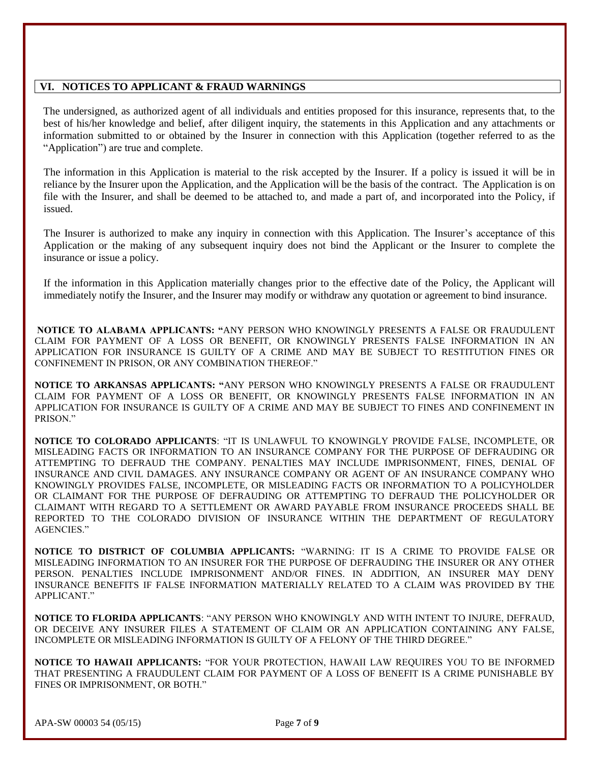## VI. NOTICES TO APPLICANT & FRAUD WARNINGS

The undersigned, as authorized agent of all individuals and entities proposed for this insurance, represents that, to the best of his/her knowledge and belief, after diligent inquiry, the statements in this Application and any attachments or information submitted to or obtained by the Insurer in connection with this Application (together referred to as the "Application") are true and complete.

The information in this Application is material to the risk accepted by the Insurer. If a policy is issued it will be in reliance by the Insurer upon the Application, and the Application will be the basis of the contract. The Application is on file with the Insurer, and shall be deemed to be attached to, and made a part of, and incorporated into the Policy, if issued.

The Insurer is authorized to make any inquiry in connection with this Application. The Insurer's acceptance of this Application or the making of any subsequent inquiry does not bind the Applicant or the Insurer to complete the insurance or issue a policy.

If the information in this Application materially changes prior to the effective date of the Policy, the Applicant will immediately notify the Insurer, and the Insurer may modify or withdraw any quotation or agreement to bind insurance.

**NOTICE TO ALABAMA APPLICANTS: "**ANY PERSON WHO KNOWINGLY PRESENTS A FALSE OR FRAUDULENT CLAIM FOR PAYMENT OF A LOSS OR BENEFIT, OR KNOWINGLY PRESENTS FALSE INFORMATION IN AN APPLICATION FOR INSURANCE IS GUILTY OF A CRIME AND MAY BE SUBJECT TO RESTITUTION FINES OR CONFINEMENT IN PRISON, OR ANY COMBINATION THEREOF."

**NOTICE TO ARKANSAS APPLICANTS: "**ANY PERSON WHO KNOWINGLY PRESENTS A FALSE OR FRAUDULENT CLAIM FOR PAYMENT OF A LOSS OR BENEFIT, OR KNOWINGLY PRESENTS FALSE INFORMATION IN AN APPLICATION FOR INSURANCE IS GUILTY OF A CRIME AND MAY BE SUBJECT TO FINES AND CONFINEMENT IN PRISON."

**NOTICE TO COLORADO APPLICANTS**: "IT IS UNLAWFUL TO KNOWINGLY PROVIDE FALSE, INCOMPLETE, OR MISLEADING FACTS OR INFORMATION TO AN INSURANCE COMPANY FOR THE PURPOSE OF DEFRAUDING OR ATTEMPTING TO DEFRAUD THE COMPANY. PENALTIES MAY INCLUDE IMPRISONMENT, FINES, DENIAL OF INSURANCE AND CIVIL DAMAGES. ANY INSURANCE COMPANY OR AGENT OF AN INSURANCE COMPANY WHO KNOWINGLY PROVIDES FALSE, INCOMPLETE, OR MISLEADING FACTS OR INFORMATION TO A POLICYHOLDER OR CLAIMANT FOR THE PURPOSE OF DEFRAUDING OR ATTEMPTING TO DEFRAUD THE POLICYHOLDER OR CLAIMANT WITH REGARD TO A SETTLEMENT OR AWARD PAYABLE FROM INSURANCE PROCEEDS SHALL BE REPORTED TO THE COLORADO DIVISION OF INSURANCE WITHIN THE DEPARTMENT OF REGULATORY AGENCIES."

**NOTICE TO DISTRICT OF COLUMBIA APPLICANTS:** "WARNING: IT IS A CRIME TO PROVIDE FALSE OR MISLEADING INFORMATION TO AN INSURER FOR THE PURPOSE OF DEFRAUDING THE INSURER OR ANY OTHER PERSON. PENALTIES INCLUDE IMPRISONMENT AND/OR FINES. IN ADDITION, AN INSURER MAY DENY INSURANCE BENEFITS IF FALSE INFORMATION MATERIALLY RELATED TO A CLAIM WAS PROVIDED BY THE APPLICANT."

**NOTICE TO FLORIDA APPLICANTS**: "ANY PERSON WHO KNOWINGLY AND WITH INTENT TO INJURE, DEFRAUD, OR DECEIVE ANY INSURER FILES A STATEMENT OF CLAIM OR AN APPLICATION CONTAINING ANY FALSE, INCOMPLETE OR MISLEADING INFORMATION IS GUILTY OF A FELONY OF THE THIRD DEGREE."

**NOTICE TO HAWAII APPLICANTS:** "FOR YOUR PROTECTION, HAWAII LAW REQUIRES YOU TO BE INFORMED THAT PRESENTING A FRAUDULENT CLAIM FOR PAYMENT OF A LOSS OF BENEFIT IS A CRIME PUNISHABLE BY FINES OR IMPRISONMENT, OR BOTH."

APA-SW 00003 54 (05/15)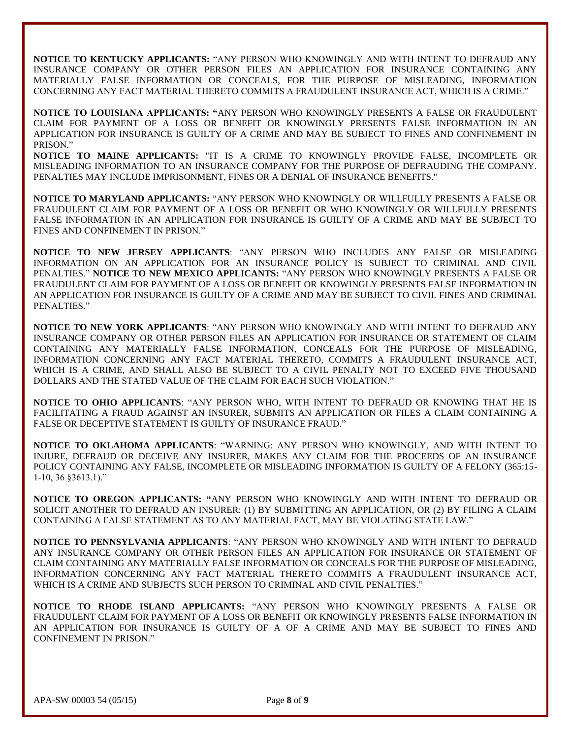**NOTICE TO KENTUCKY APPLICANTS:** "ANY PERSON WHO KNOWINGLY AND WITH INTENT TO DEFRAUD ANY INSURANCE COMPANY OR OTHER PERSON FILES AN APPLICATION FOR INSURANCE CONTAINING ANY MATERIALLY FALSE INFORMATION OR CONCEALS, FOR THE PURPOSE OF MISLEADING, INFORMATION CONCERNING ANY FACT MATERIAL THERETO COMMITS A FRAUDULENT INSURANCE ACT, WHICH IS A CRIME."

**NOTICE TO LOUISIANA APPLICANTS: "**ANY PERSON WHO KNOWINGLY PRESENTS A FALSE OR FRAUDULENT CLAIM FOR PAYMENT OF A LOSS OR BENEFIT OR KNOWINGLY PRESENTS FALSE INFORMATION IN AN APPLICATION FOR INSURANCE IS GUILTY OF A CRIME AND MAY BE SUBJECT TO FINES AND CONFINEMENT IN PRISON."

**NOTICE TO MAINE APPLICANTS:** "IT IS A CRIME TO KNOWINGLY PROVIDE FALSE, INCOMPLETE OR MISLEADING INFORMATION TO AN INSURANCE COMPANY FOR THE PURPOSE OF DEFRAUDING THE COMPANY. PENALTIES MAY INCLUDE IMPRISONMENT, FINES OR A DENIAL OF INSURANCE BENEFITS."

**NOTICE TO MARYLAND APPLICANTS:** "ANY PERSON WHO KNOWINGLY OR WILLFULLY PRESENTS A FALSE OR FRAUDULENT CLAIM FOR PAYMENT OF A LOSS OR BENEFIT OR WHO KNOWINGLY OR WILLFULLY PRESENTS FALSE INFORMATION IN AN APPLICATION FOR INSURANCE IS GUILTY OF A CRIME AND MAY BE SUBJECT TO FINES AND CONFINEMENT IN PRISON."

**NOTICE TO NEW JERSEY APPLICANTS**: "ANY PERSON WHO INCLUDES ANY FALSE OR MISLEADING INFORMATION ON AN APPLICATION FOR AN INSURANCE POLICY IS SUBJECT TO CRIMINAL AND CIVIL PENALTIES." **NOTICE TO NEW MEXICO APPLICANTS:** "ANY PERSON WHO KNOWINGLY PRESENTS A FALSE OR FRAUDULENT CLAIM FOR PAYMENT OF A LOSS OR BENEFIT OR KNOWINGLY PRESENTS FALSE INFORMATION IN AN APPLICATION FOR INSURANCE IS GUILTY OF A CRIME AND MAY BE SUBJECT TO CIVIL FINES AND CRIMINAL PENALTIES."

**NOTICE TO NEW YORK APPLICANTS**: "ANY PERSON WHO KNOWINGLY AND WITH INTENT TO DEFRAUD ANY INSURANCE COMPANY OR OTHER PERSON FILES AN APPLICATION FOR INSURANCE OR STATEMENT OF CLAIM CONTAINING ANY MATERIALLY FALSE INFORMATION, CONCEALS FOR THE PURPOSE OF MISLEADING, INFORMATION CONCERNING ANY FACT MATERIAL THERETO, COMMITS A FRAUDULENT INSURANCE ACT, WHICH IS A CRIME, AND SHALL ALSO BE SUBJECT TO A CIVIL PENALTY NOT TO EXCEED FIVE THOUSAND DOLLARS AND THE STATED VALUE OF THE CLAIM FOR EACH SUCH VIOLATION."

**NOTICE TO OHIO APPLICANTS**: "ANY PERSON WHO, WITH INTENT TO DEFRAUD OR KNOWING THAT HE IS FACILITATING A FRAUD AGAINST AN INSURER, SUBMITS AN APPLICATION OR FILES A CLAIM CONTAINING A FALSE OR DECEPTIVE STATEMENT IS GUILTY OF INSURANCE FRAUD."

**NOTICE TO OKLAHOMA APPLICANTS**: "WARNING: ANY PERSON WHO KNOWINGLY, AND WITH INTENT TO INJURE, DEFRAUD OR DECEIVE ANY INSURER, MAKES ANY CLAIM FOR THE PROCEEDS OF AN INSURANCE POLICY CONTAINING ANY FALSE, INCOMPLETE OR MISLEADING INFORMATION IS GUILTY OF A FELONY (365:15-1-10, 36 §3613.1)."

**NOTICE TO OREGON APPLICANTS: "**ANY PERSON WHO KNOWINGLY AND WITH INTENT TO DEFRAUD OR SOLICIT ANOTHER TO DEFRAUD AN INSURER: (1) BY SUBMITTING AN APPLICATION, OR (2) BY FILING A CLAIM CONTAINING A FALSE STATEMENT AS TO ANY MATERIAL FACT, MAY BE VIOLATING STATE LAW."

**NOTICE TO PENNSYLVANIA APPLICANTS**: "ANY PERSON WHO KNOWINGLY AND WITH INTENT TO DEFRAUD ANY INSURANCE COMPANY OR OTHER PERSON FILES AN APPLICATION FOR INSURANCE OR STATEMENT OF CLAIM CONTAINING ANY MATERIALLY FALSE INFORMATION OR CONCEALS FOR THE PURPOSE OF MISLEADING, INFORMATION CONCERNING ANY FACT MATERIAL THERETO COMMITS A FRAUDULENT INSURANCE ACT, WHICH IS A CRIME AND SUBJECTS SUCH PERSON TO CRIMINAL AND CIVIL PENALTIES."

**NOTICE TO RHODE ISLAND APPLICANTS:** "ANY PERSON WHO KNOWINGLY PRESENTS A FALSE OR FRAUDULENT CLAIM FOR PAYMENT OF A LOSS OR BENEFIT OR KNOWINGLY PRESENTS FALSE INFORMATION IN AN APPLICATION FOR INSURANCE IS GUILTY OF A OF A CRIME AND MAY BE SUBJECT TO FINES AND CONFINEMENT IN PRISON."

APA-SW 00003 54 (05/15)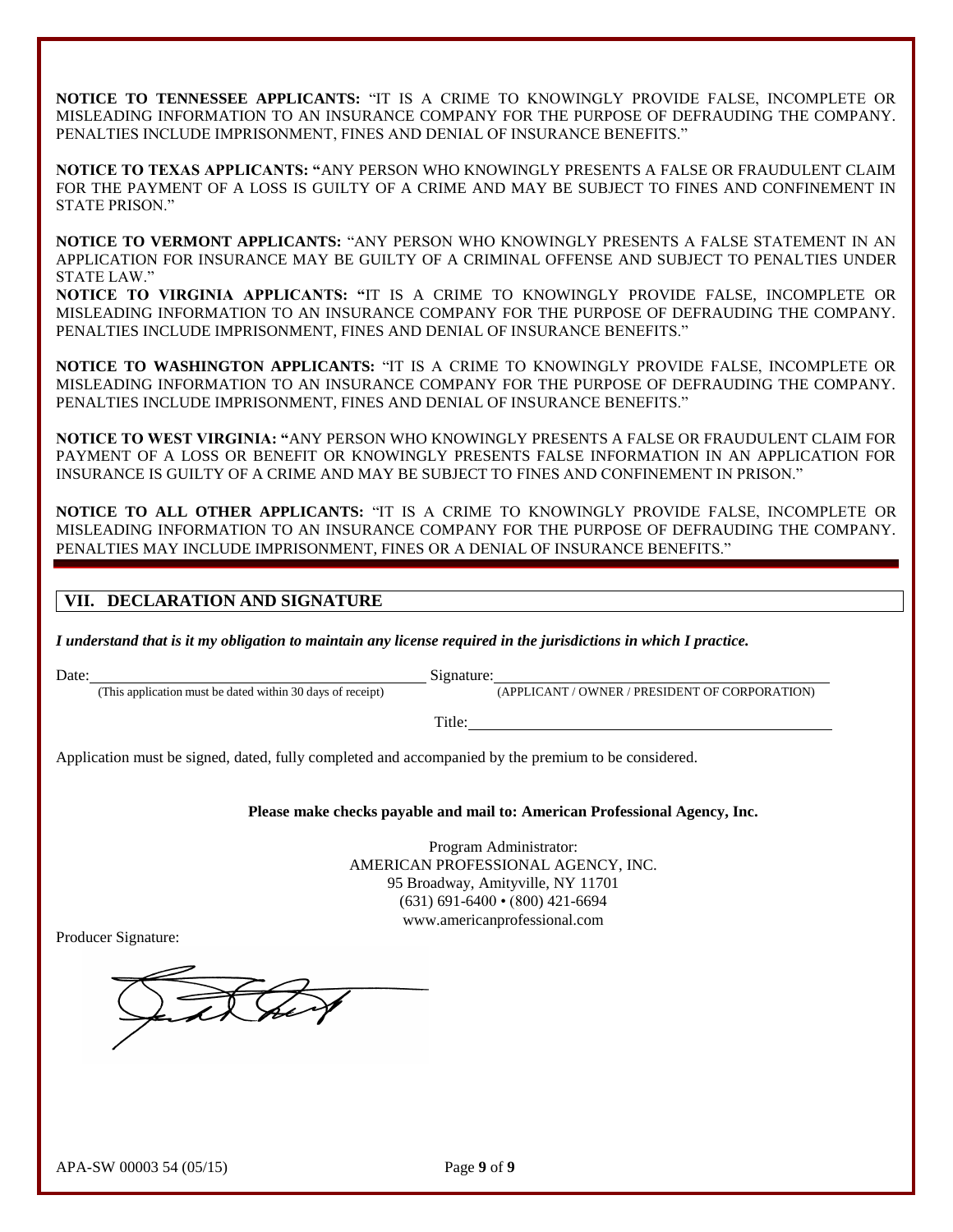**NOTICE TO TENNESSEE APPLICANTS:** "IT IS A CRIME TO KNOWINGLY PROVIDE FALSE, INCOMPLETE OR MISLEADING INFORMATION TO AN INSURANCE COMPANY FOR THE PURPOSE OF DEFRAUDING THE COMPANY. PENALTIES INCLUDE IMPRISONMENT, FINES AND DENIAL OF INSURANCE BENEFITS."

**NOTICE TO TEXAS APPLICANTS: "**ANY PERSON WHO KNOWINGLY PRESENTS A FALSE OR FRAUDULENT CLAIM FOR THE PAYMENT OF A LOSS IS GUILTY OF A CRIME AND MAY BE SUBJECT TO FINES AND CONFINEMENT IN STATE PRISON."

**NOTICE TO VERMONT APPLICANTS:** "ANY PERSON WHO KNOWINGLY PRESENTS A FALSE STATEMENT IN AN APPLICATION FOR INSURANCE MAY BE GUILTY OF A CRIMINAL OFFENSE AND SUBJECT TO PENALTIES UNDER STATE LAW."

**NOTICE TO VIRGINIA APPLICANTS: "**IT IS A CRIME TO KNOWINGLY PROVIDE FALSE, INCOMPLETE OR MISLEADING INFORMATION TO AN INSURANCE COMPANY FOR THE PURPOSE OF DEFRAUDING THE COMPANY. PENALTIES INCLUDE IMPRISONMENT, FINES AND DENIAL OF INSURANCE BENEFITS."

**NOTICE TO WASHINGTON APPLICANTS:** "IT IS A CRIME TO KNOWINGLY PROVIDE FALSE, INCOMPLETE OR MISLEADING INFORMATION TO AN INSURANCE COMPANY FOR THE PURPOSE OF DEFRAUDING THE COMPANY. PENALTIES INCLUDE IMPRISONMENT, FINES AND DENIAL OF INSURANCE BENEFITS."

**NOTICE TO WEST VIRGINIA: "**ANY PERSON WHO KNOWINGLY PRESENTS A FALSE OR FRAUDULENT CLAIM FOR PAYMENT OF A LOSS OR BENEFIT OR KNOWINGLY PRESENTS FALSE INFORMATION IN AN APPLICATION FOR INSURANCE IS GUILTY OF A CRIME AND MAY BE SUBJECT TO FINES AND CONFINEMENT IN PRISON."

**NOTICE TO ALL OTHER APPLICANTS:** "IT IS A CRIME TO KNOWINGLY PROVIDE FALSE, INCOMPLETE OR MISLEADING INFORMATION TO AN INSURANCE COMPANY FOR THE PURPOSE OF DEFRAUDING THE COMPANY. PENALTIES MAY INCLUDE IMPRISONMENT, FINES OR A DENIAL OF INSURANCE BENEFITS."

## VII. DECLARATION AND SIGNATURE

***I understand that is it my obligation to maintain any license required in the jurisdictions in which I practice.***

Date: ____________________ (This application must be dated within 30 days of receipt)

Signature: ____________________ (APPLICANT / OWNER / PRESIDENT OF CORPORATION)

Title: ____________________

Application must be signed, dated, fully completed and accompanied by the premium to be considered.

**Please make checks payable and mail to: American Professional Agency, Inc.**

Program Administrator:
AMERICAN PROFESSIONAL AGENCY, INC.
95 Broadway, Amityville, NY 11701
(631) 691-6400 • (800) 421-6694
www.americanprofessional.com

Producer Signature:

APA-SW 00003 54 (05/15)